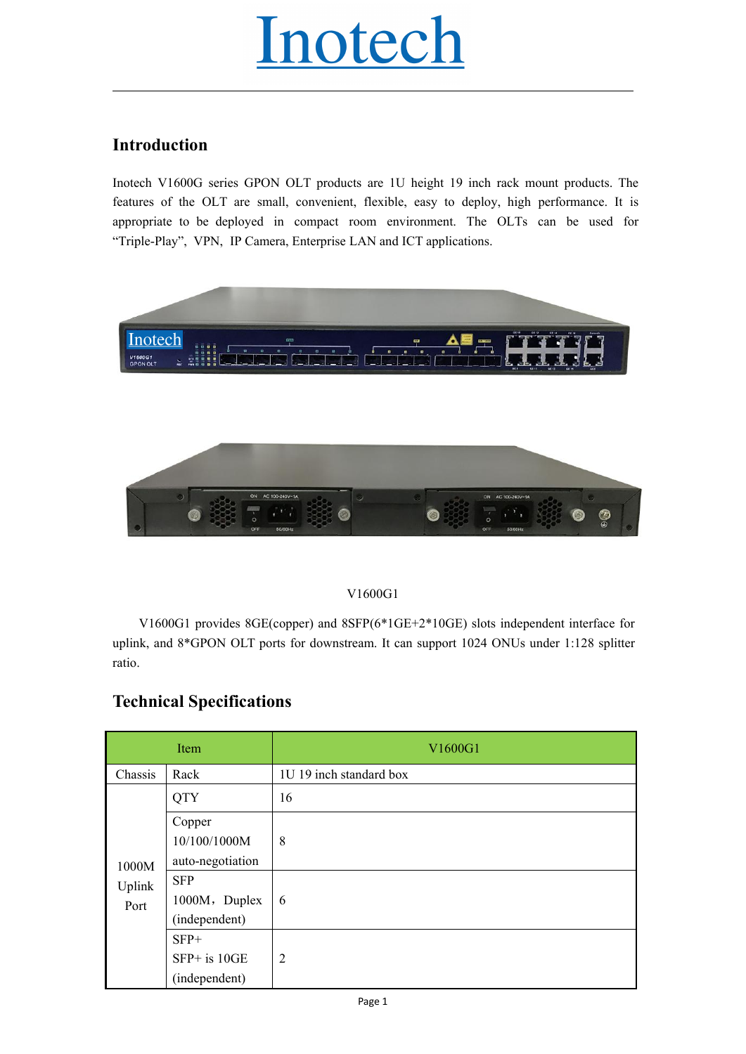# Inotech

## Introduction

Inotech V1600G series GPON OLT products are 1U height 19 inch rack mount products. The features of the OLT are small, convenient, flexible, easy to deploy, high performance. It is appropriate to be deployed in compact room environment. The OLTs can be used for "Triple-Play", VPN, IP Camera, Enterprise LAN and ICT applications.

V1600G1

V1600G1 provides 8GE(copper) and 8SFP(6*1GE+2*10GE) slots independent interface for uplink, and 8*GPON OLT ports for downstream. It can support 1024 ONUs under 1:128 splitter ratio.

## Technical Specifications

| Item | | V1600G1 |
|---|---|---|
| Chassis | Rack | 1U 19 inch standard box |
| 1000M Uplink Port | QTY | 16 |
| | Copper 10/100/1000M auto-negotiation | 8 |
| | SFP 1000M，Duplex (independent) | 6 |
| | SFP+ SFP+ is 10GE (independent) | 2 |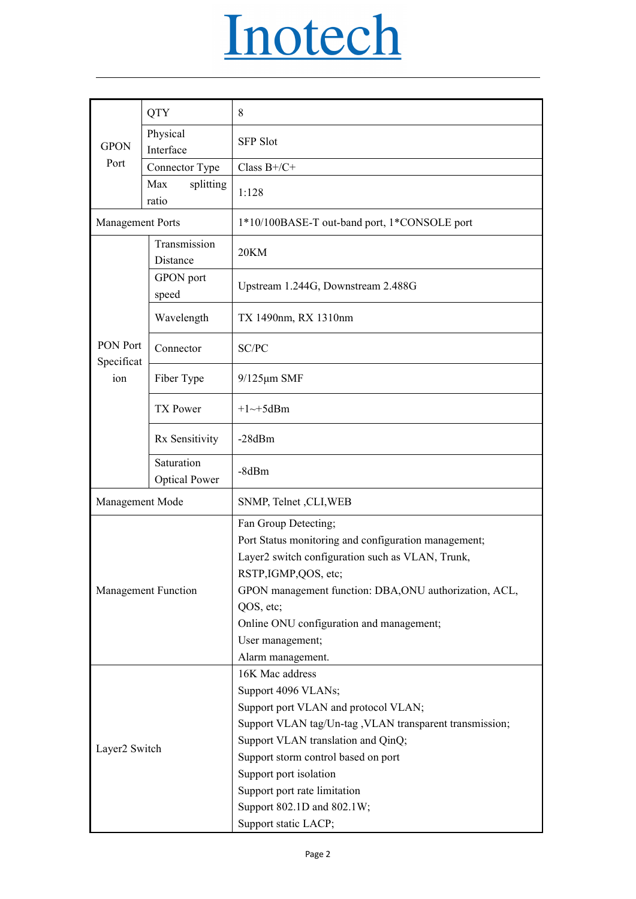# Inotech

| | | |
|---|---|---|
| GPON Port | QTY | 8 |
| | Physical Interface | SFP Slot |
| | Connector Type | Class B+/C+ |
| | Max splitting ratio | 1:128 |
| Management Ports | | 1*10/100BASE-T out-band port, 1*CONSOLE port |
| PON Port Specification | Transmission Distance | 20KM |
| | GPON port speed | Upstream 1.244G, Downstream 2.488G |
| | Wavelength | TX 1490nm, RX 1310nm |
| | Connector | SC/PC |
| | Fiber Type | 9/125μm SMF |
| | TX Power | +1~+5dBm |
| | Rx Sensitivity | -28dBm |
| | Saturation Optical Power | -8dBm |
| Management Mode | | SNMP, Telnet ,CLI,WEB |
| Management Function | | Fan Group Detecting;<br>Port Status monitoring and configuration management;<br>Layer2 switch configuration such as VLAN, Trunk, RSTP,IGMP,QOS, etc;<br>GPON management function: DBA,ONU authorization, ACL, QOS, etc;<br>Online ONU configuration and management;<br>User management;<br>Alarm management. |
| Layer2 Switch | | 16K Mac address<br>Support 4096 VLANs;<br>Support port VLAN and protocol VLAN;<br>Support VLAN tag/Un-tag ,VLAN transparent transmission;<br>Support VLAN translation and QinQ;<br>Support storm control based on port<br>Support port isolation<br>Support port rate limitation<br>Support 802.1D and 802.1W;<br>Support static LACP; |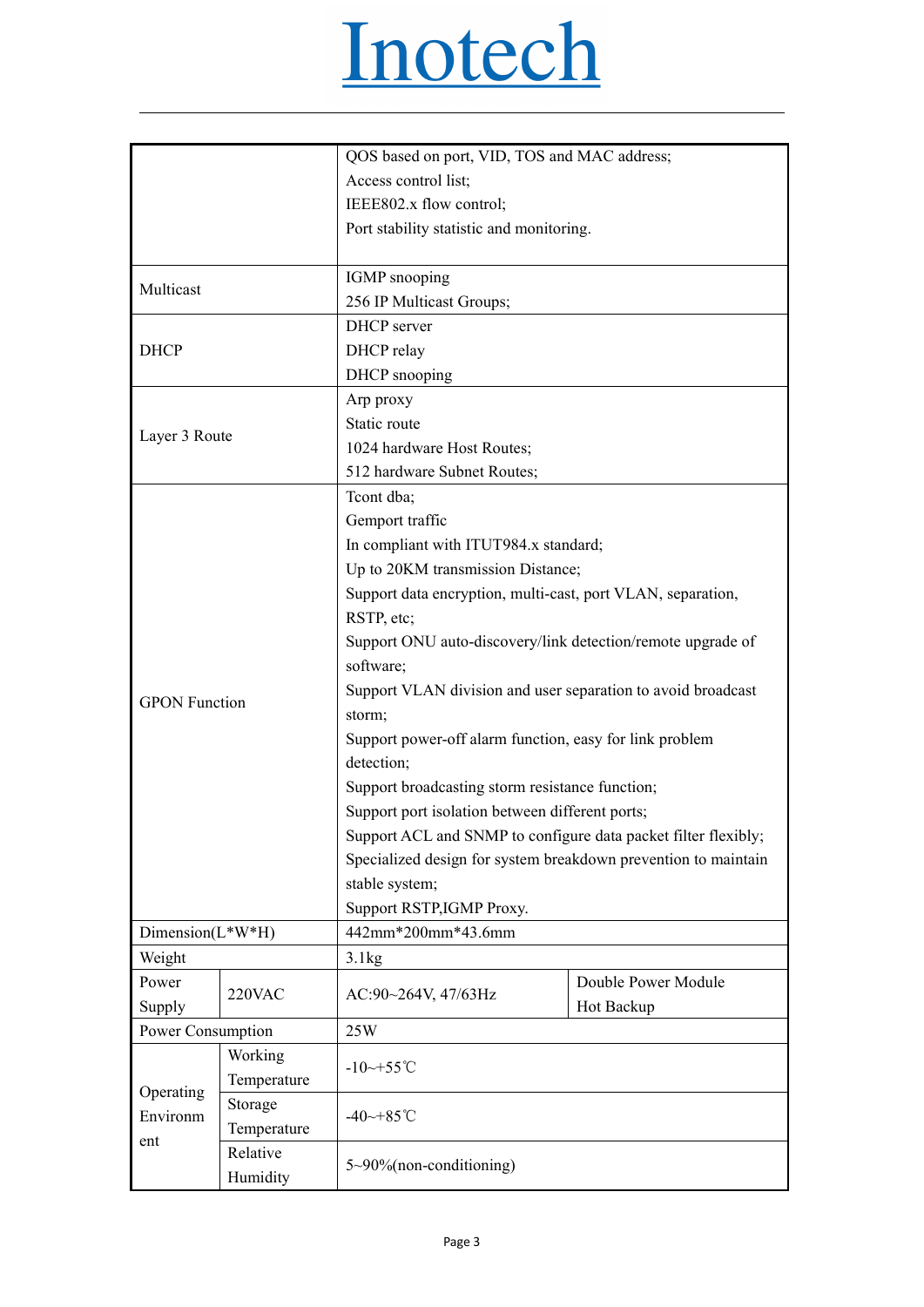| | | | |
|---|---|---|---|
| | | QOS based on port, VID, TOS and MAC address;<br>Access control list;<br>IEEE802.x flow control;<br>Port stability statistic and monitoring. | |
| Multicast | | IGMP snooping<br>256 IP Multicast Groups; | |
| DHCP | | DHCP server<br>DHCP relay<br>DHCP snooping | |
| Layer 3 Route | | Arp proxy<br>Static route<br>1024 hardware Host Routes;<br>512 hardware Subnet Routes; | |
| GPON Function | | Tcont dba;<br>Gemport traffic<br>In compliant with ITUT984.x standard;<br>Up to 20KM transmission Distance;<br>Support data encryption, multi-cast, port VLAN, separation, RSTP, etc;<br>Support ONU auto-discovery/link detection/remote upgrade of software;<br>Support VLAN division and user separation to avoid broadcast storm;<br>Support power-off alarm function, easy for link problem detection;<br>Support broadcasting storm resistance function;<br>Support port isolation between different ports;<br>Support ACL and SNMP to configure data packet filter flexibly;<br>Specialized design for system breakdown prevention to maintain stable system;<br>Support RSTP,IGMP Proxy. | |
| Dimension(L\*W\*H) | | 442mm\*200mm\*43.6mm | |
| Weight | | 3.1kg | |
| Power Supply | 220VAC | AC:90~264V, 47/63Hz | Double Power Module Hot Backup |
| Power Consumption | | 25W | |
| Operating Environment | Working Temperature | -10~+55℃ | |
| | Storage Temperature | -40~+85℃ | |
| | Relative Humidity | 5~90%(non-conditioning) | |